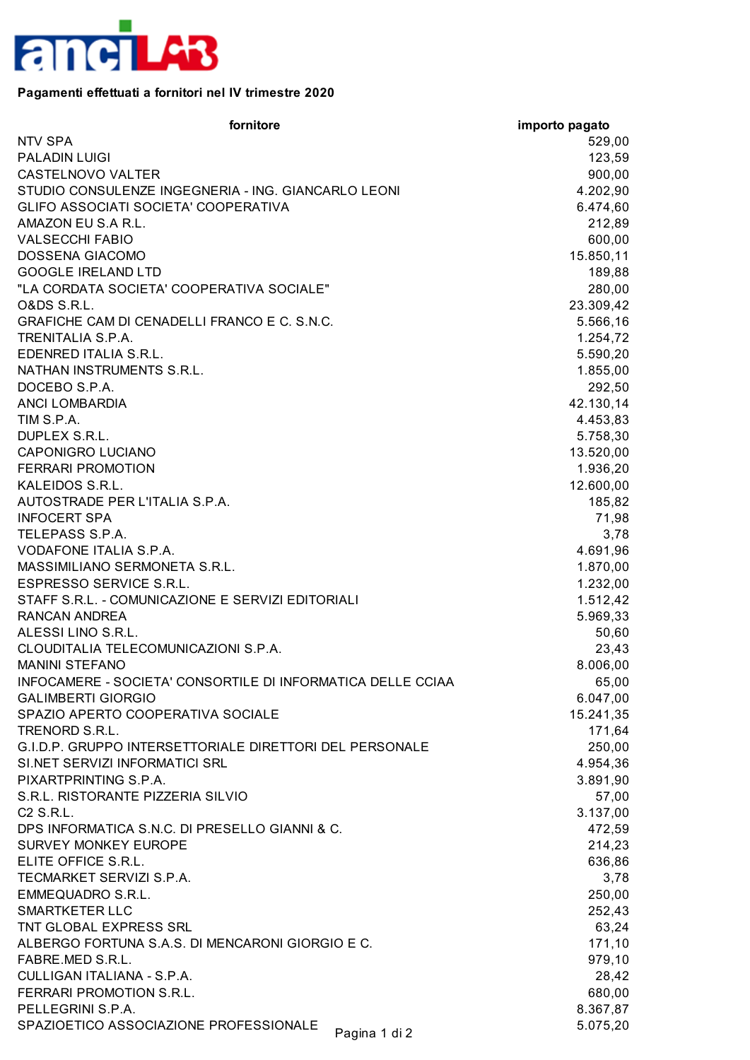**Pagamenti effettuati a fornitori nel IV trimestre 2020**

| fornitore | importo pagato |
| --- | --- |
| NTV SPA | 529,00 |
| PALADIN LUIGI | 123,59 |
| CASTELNOVO VALTER | 900,00 |
| STUDIO CONSULENZE INGEGNERIA - ING. GIANCARLO LEONI | 4.202,90 |
| GLIFO ASSOCIATI SOCIETA' COOPERATIVA | 6.474,60 |
| AMAZON EU S.A R.L. | 212,89 |
| VALSECCHI FABIO | 600,00 |
| DOSSENA GIACOMO | 15.850,11 |
| GOOGLE IRELAND LTD | 189,88 |
| "LA CORDATA SOCIETA' COOPERATIVA SOCIALE" | 280,00 |
| O&DS S.R.L. | 23.309,42 |
| GRAFICHE CAM DI CENADELLI FRANCO E C. S.N.C. | 5.566,16 |
| TRENITALIA S.P.A. | 1.254,72 |
| EDENRED ITALIA S.R.L. | 5.590,20 |
| NATHAN INSTRUMENTS S.R.L. | 1.855,00 |
| DOCEBO S.P.A. | 292,50 |
| ANCI LOMBARDIA | 42.130,14 |
| TIM S.P.A. | 4.453,83 |
| DUPLEX S.R.L. | 5.758,30 |
| CAPONIGRO LUCIANO | 13.520,00 |
| FERRARI PROMOTION | 1.936,20 |
| KALEIDOS S.R.L. | 12.600,00 |
| AUTOSTRADE PER L'ITALIA S.P.A. | 185,82 |
| INFOCERT SPA | 71,98 |
| TELEPASS S.P.A. | 3,78 |
| VODAFONE ITALIA S.P.A. | 4.691,96 |
| MASSIMILIANO SERMONETA S.R.L. | 1.870,00 |
| ESPRESSO SERVICE S.R.L. | 1.232,00 |
| STAFF S.R.L. - COMUNICAZIONE E SERVIZI EDITORIALI | 1.512,42 |
| RANCAN ANDREA | 5.969,33 |
| ALESSI LINO S.R.L. | 50,60 |
| CLOUDITALIA TELECOMUNICAZIONI S.P.A. | 23,43 |
| MANINI STEFANO | 8.006,00 |
| INFOCAMERE - SOCIETA' CONSORTILE DI INFORMATICA DELLE CCIAA | 65,00 |
| GALIMBERTI GIORGIO | 6.047,00 |
| SPAZIO APERTO COOPERATIVA SOCIALE | 15.241,35 |
| TRENORD S.R.L. | 171,64 |
| G.I.D.P. GRUPPO INTERSETTORIALE DIRETTORI DEL PERSONALE | 250,00 |
| SI.NET SERVIZI INFORMATICI SRL | 4.954,36 |
| PIXARTPRINTING S.P.A. | 3.891,90 |
| S.R.L. RISTORANTE PIZZERIA SILVIO | 57,00 |
| C2 S.R.L. | 3.137,00 |
| DPS INFORMATICA S.N.C. DI PRESELLO GIANNI & C. | 472,59 |
| SURVEY MONKEY EUROPE | 214,23 |
| ELITE OFFICE S.R.L. | 636,86 |
| TECMARKET SERVIZI S.P.A. | 3,78 |
| EMMEQUADRO S.R.L. | 250,00 |
| SMARTKETER LLC | 252,43 |
| TNT GLOBAL EXPRESS SRL | 63,24 |
| ALBERGO FORTUNA S.A.S. DI MENCARONI GIORGIO E C. | 171,10 |
| FABRE.MED S.R.L. | 979,10 |
| CULLIGAN ITALIANA - S.P.A. | 28,42 |
| FERRARI PROMOTION S.R.L. | 680,00 |
| PELLEGRINI S.P.A. | 8.367,87 |
| SPAZIOETICO ASSOCIAZIONE PROFESSIONALE | 5.075,20 |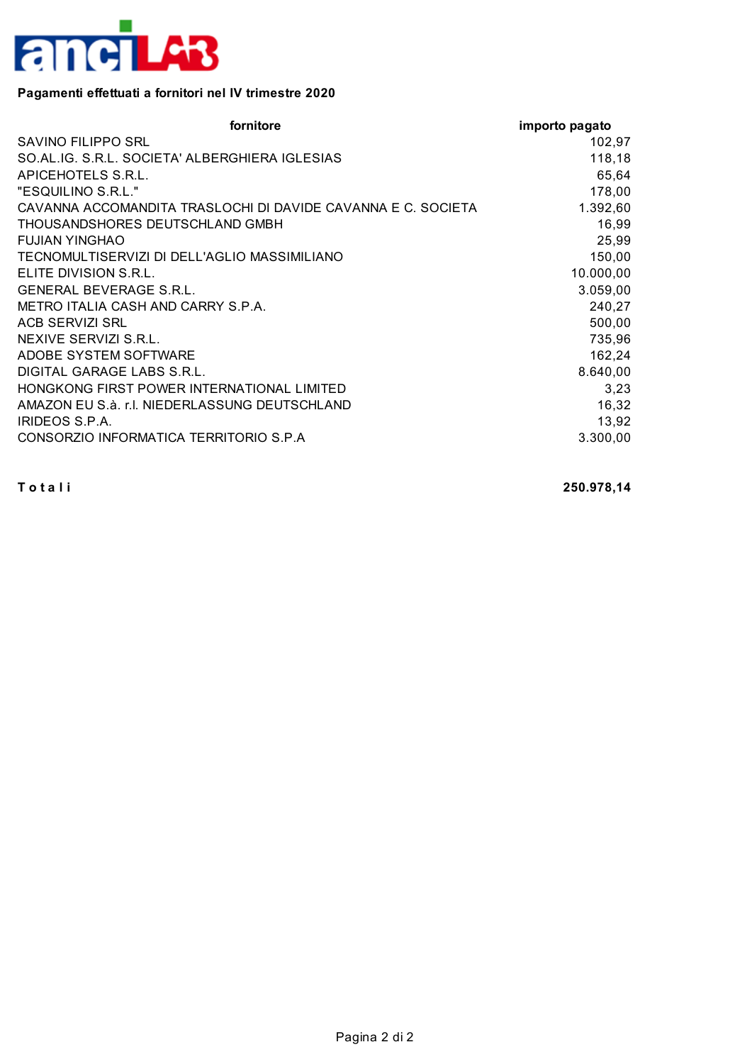**Pagamenti effettuati a fornitori nel IV trimestre 2020**

| fornitore | importo pagato |
|---|---|
| SAVINO FILIPPO SRL | 102,97 |
| SO.AL.IG. S.R.L. SOCIETA' ALBERGHIERA IGLESIAS | 118,18 |
| APICEHOTELS S.R.L. | 65,64 |
| "ESQUILINO S.R.L." | 178,00 |
| CAVANNA ACCOMANDITA TRASLOCHI DI DAVIDE CAVANNA E C. SOCIETA | 1.392,60 |
| THOUSANDSHORES DEUTSCHLAND GMBH | 16,99 |
| FUJIAN YINGHAO | 25,99 |
| TECNOMULTISERVIZI DI DELL'AGLIO MASSIMILIANO | 150,00 |
| ELITE DIVISION S.R.L. | 10.000,00 |
| GENERAL BEVERAGE S.R.L. | 3.059,00 |
| METRO ITALIA CASH AND CARRY S.P.A. | 240,27 |
| ACB SERVIZI SRL | 500,00 |
| NEXIVE SERVIZI S.R.L. | 735,96 |
| ADOBE SYSTEM SOFTWARE | 162,24 |
| DIGITAL GARAGE LABS S.R.L. | 8.640,00 |
| HONGKONG FIRST POWER INTERNATIONAL LIMITED | 3,23 |
| AMAZON EU S.à. r.l. NIEDERLASSUNG DEUTSCHLAND | 16,32 |
| IRIDEOS S.P.A. | 13,92 |
| CONSORZIO INFORMATICA TERRITORIO S.P.A | 3.300,00 |
| **T o t a l i** | **250.978,14** |